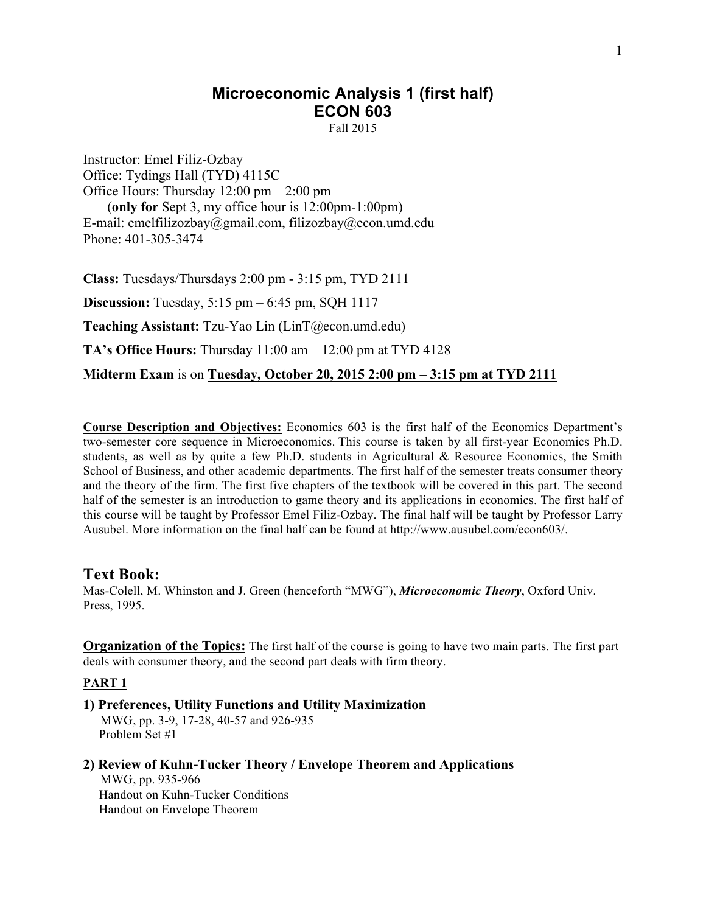# Microeconomic Analysis 1 (first half)
# ECON 603

Fall 2015

Instructor: Emel Filiz-Ozbay
Office: Tydings Hall (TYD) 4115C
Office Hours: Thursday 12:00 pm – 2:00 pm
(**only for** Sept 3, my office hour is 12:00pm-1:00pm)
E-mail: emelfilizozbay@gmail.com, filizozbay@econ.umd.edu
Phone: 401-305-3474

**Class:** Tuesdays/Thursdays 2:00 pm - 3:15 pm, TYD 2111

**Discussion:** Tuesday, 5:15 pm – 6:45 pm, SQH 1117

**Teaching Assistant:** Tzu-Yao Lin (LinT@econ.umd.edu)

**TA's Office Hours:** Thursday 11:00 am – 12:00 pm at TYD 4128

**Midterm Exam** is on **Tuesday, October 20, 2015 2:00 pm – 3:15 pm at TYD 2111**

**Course Description and Objectives:** Economics 603 is the first half of the Economics Department's two-semester core sequence in Microeconomics. This course is taken by all first-year Economics Ph.D. students, as well as by quite a few Ph.D. students in Agricultural & Resource Economics, the Smith School of Business, and other academic departments. The first half of the semester treats consumer theory and the theory of the firm. The first five chapters of the textbook will be covered in this part. The second half of the semester is an introduction to game theory and its applications in economics. The first half of this course will be taught by Professor Emel Filiz-Ozbay. The final half will be taught by Professor Larry Ausubel. More information on the final half can be found at http://www.ausubel.com/econ603/.

## Text Book:

Mas-Colell, M. Whinston and J. Green (henceforth "MWG"), ***Microeconomic Theory***, Oxford Univ. Press, 1995.

**Organization of the Topics:** The first half of the course is going to have two main parts. The first part deals with consumer theory, and the second part deals with firm theory.

### PART 1

**1) Preferences, Utility Functions and Utility Maximization**
MWG, pp. 3-9, 17-28, 40-57 and 926-935
Problem Set #1

**2) Review of Kuhn-Tucker Theory / Envelope Theorem and Applications**
MWG, pp. 935-966
Handout on Kuhn-Tucker Conditions
Handout on Envelope Theorem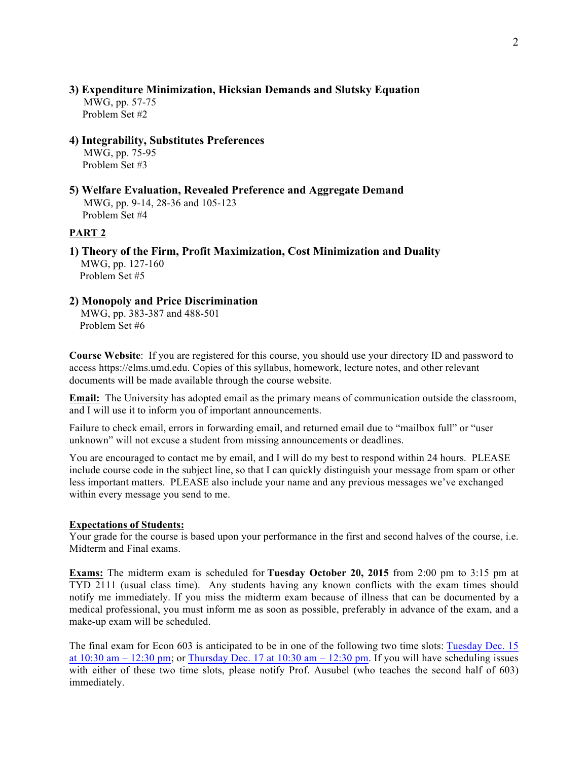**3) Expenditure Minimization, Hicksian Demands and Slutsky Equation**
MWG, pp. 57-75
Problem Set #2

**4) Integrability, Substitutes Preferences**
MWG, pp. 75-95
Problem Set #3

**5) Welfare Evaluation, Revealed Preference and Aggregate Demand**
MWG, pp. 9-14, 28-36 and 105-123
Problem Set #4

**PART 2**

**1) Theory of the Firm, Profit Maximization, Cost Minimization and Duality**
MWG, pp. 127-160
Problem Set #5

**2) Monopoly and Price Discrimination**
MWG, pp. 383-387 and 488-501
Problem Set #6

**Course Website**: If you are registered for this course, you should use your directory ID and password to access https://elms.umd.edu. Copies of this syllabus, homework, lecture notes, and other relevant documents will be made available through the course website.

**Email:** The University has adopted email as the primary means of communication outside the classroom, and I will use it to inform you of important announcements.

Failure to check email, errors in forwarding email, and returned email due to "mailbox full" or "user unknown" will not excuse a student from missing announcements or deadlines.

You are encouraged to contact me by email, and I will do my best to respond within 24 hours. PLEASE include course code in the subject line, so that I can quickly distinguish your message from spam or other less important matters. PLEASE also include your name and any previous messages we've exchanged within every message you send to me.

**Expectations of Students:**
Your grade for the course is based upon your performance in the first and second halves of the course, i.e. Midterm and Final exams.

**Exams:** The midterm exam is scheduled for **Tuesday October 20, 2015** from 2:00 pm to 3:15 pm at TYD 2111 (usual class time). Any students having any known conflicts with the exam times should notify me immediately. If you miss the midterm exam because of illness that can be documented by a medical professional, you must inform me as soon as possible, preferably in advance of the exam, and a make-up exam will be scheduled.

The final exam for Econ 603 is anticipated to be in one of the following two time slots: Tuesday Dec. 15 at 10:30 am – 12:30 pm; or Thursday Dec. 17 at 10:30 am – 12:30 pm. If you will have scheduling issues with either of these two time slots, please notify Prof. Ausubel (who teaches the second half of 603) immediately.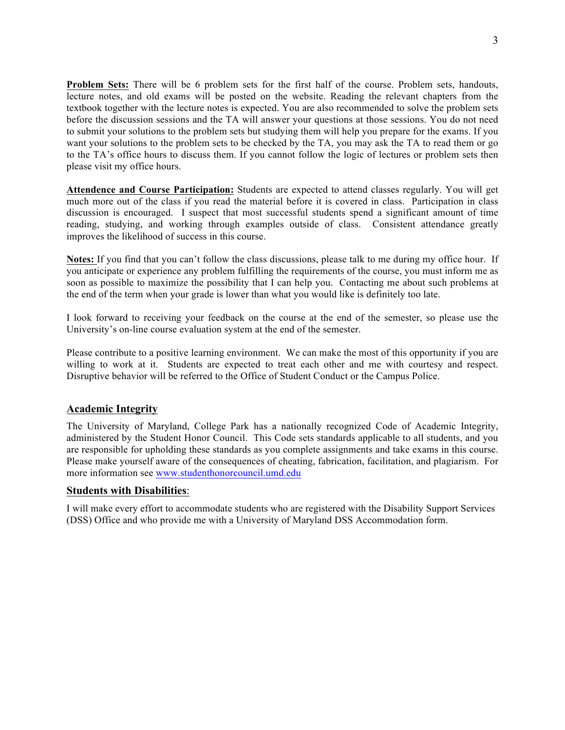**Problem Sets:** There will be 6 problem sets for the first half of the course. Problem sets, handouts, lecture notes, and old exams will be posted on the website. Reading the relevant chapters from the textbook together with the lecture notes is expected. You are also recommended to solve the problem sets before the discussion sessions and the TA will answer your questions at those sessions. You do not need to submit your solutions to the problem sets but studying them will help you prepare for the exams. If you want your solutions to the problem sets to be checked by the TA, you may ask the TA to read them or go to the TA's office hours to discuss them. If you cannot follow the logic of lectures or problem sets then please visit my office hours.

**Attendence and Course Participation:** Students are expected to attend classes regularly. You will get much more out of the class if you read the material before it is covered in class. Participation in class discussion is encouraged. I suspect that most successful students spend a significant amount of time reading, studying, and working through examples outside of class. Consistent attendance greatly improves the likelihood of success in this course.

**Notes:** If you find that you can't follow the class discussions, please talk to me during my office hour. If you anticipate or experience any problem fulfilling the requirements of the course, you must inform me as soon as possible to maximize the possibility that I can help you. Contacting me about such problems at the end of the term when your grade is lower than what you would like is definitely too late.

I look forward to receiving your feedback on the course at the end of the semester, so please use the University's on-line course evaluation system at the end of the semester.

Please contribute to a positive learning environment. We can make the most of this opportunity if you are willing to work at it. Students are expected to treat each other and me with courtesy and respect. Disruptive behavior will be referred to the Office of Student Conduct or the Campus Police.

## Academic Integrity

The University of Maryland, College Park has a nationally recognized Code of Academic Integrity, administered by the Student Honor Council. This Code sets standards applicable to all students, and you are responsible for upholding these standards as you complete assignments and take exams in this course. Please make yourself aware of the consequences of cheating, fabrication, facilitation, and plagiarism. For more information see www.studenthonorcouncil.umd.edu

## Students with Disabilities:

I will make every effort to accommodate students who are registered with the Disability Support Services (DSS) Office and who provide me with a University of Maryland DSS Accommodation form.